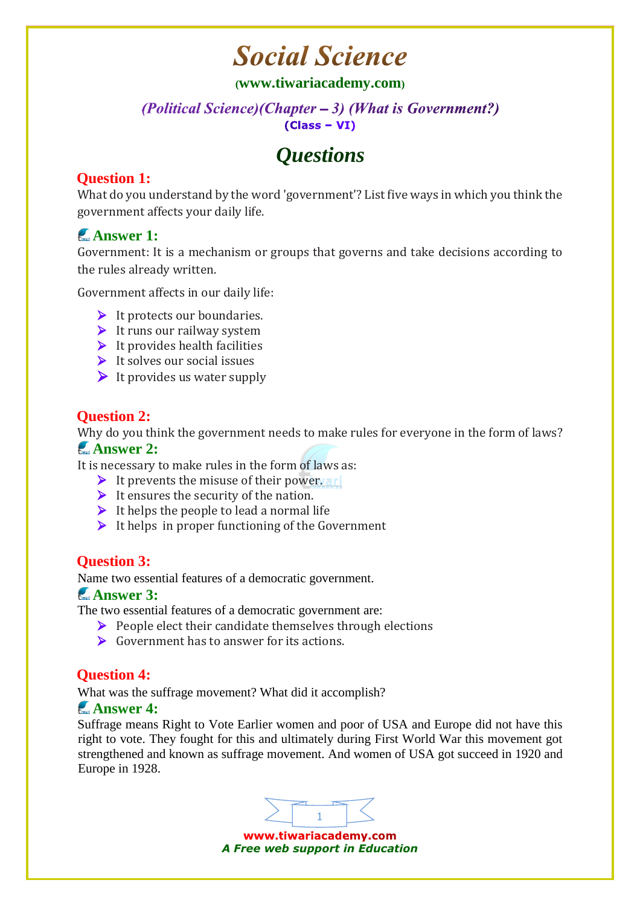# Social Science

(www.tiwariacademy.com)

*(Political Science)(Chapter – 3) (What is Government?)*

(Class – VI)

## *Questions*

### Question 1:

What do you understand by the word 'government'? List five ways in which you think the government affects your daily life.

### Answer 1:

Government: It is a mechanism or groups that governs and take decisions according to the rules already written.

Government affects in our daily life:

- It protects our boundaries.
- It runs our railway system
- It provides health facilities
- It solves our social issues
- It provides us water supply

### Question 2:

Why do you think the government needs to make rules for everyone in the form of laws?

### Answer 2:

It is necessary to make rules in the form of laws as:

- It prevents the misuse of their power.
- It ensures the security of the nation.
- It helps the people to lead a normal life
- It helps in proper functioning of the Government

### Question 3:

Name two essential features of a democratic government.

### Answer 3:

The two essential features of a democratic government are:

- People elect their candidate themselves through elections
- Government has to answer for its actions.

### Question 4:

What was the suffrage movement? What did it accomplish?

### Answer 4:

Suffrage means Right to Vote Earlier women and poor of USA and Europe did not have this right to vote. They fought for this and ultimately during First World War this movement got strengthened and known as suffrage movement. And women of USA got succeed in 1920 and Europe in 1928.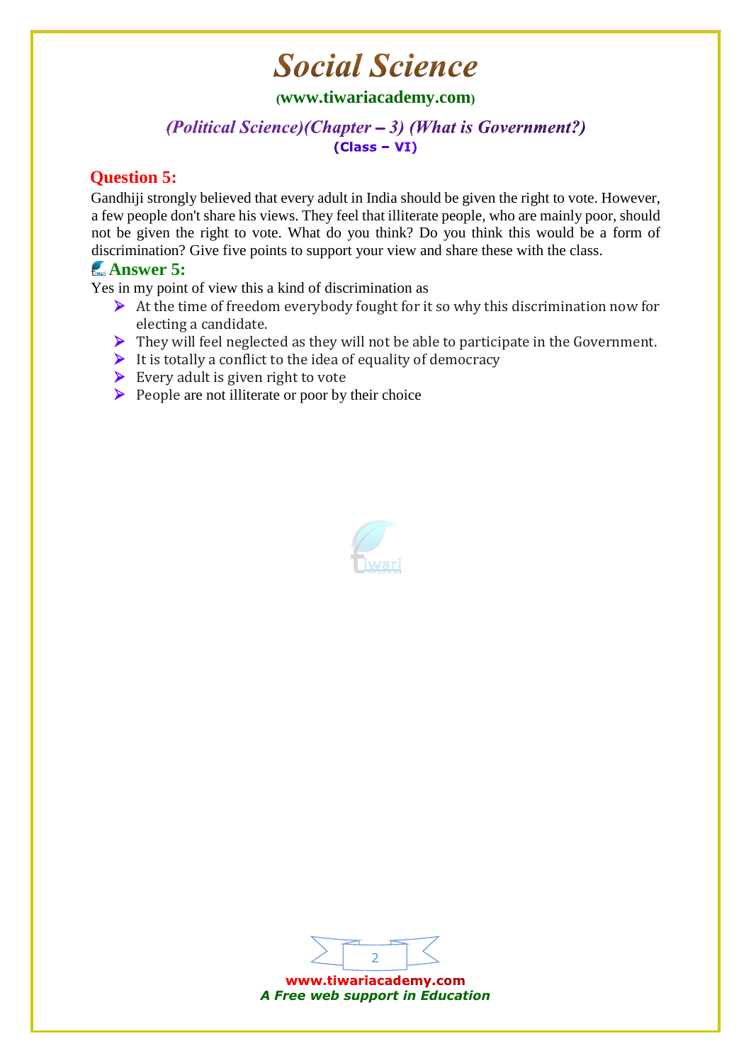## Question 5:

Gandhiji strongly believed that every adult in India should be given the right to vote. However, a few people don't share his views. They feel that illiterate people, who are mainly poor, should not be given the right to vote. What do you think? Do you think this would be a form of discrimination? Give five points to support your view and share these with the class.

## Answer 5:

Yes in my point of view this a kind of discrimination as

- At the time of freedom everybody fought for it so why this discrimination now for electing a candidate.
- They will feel neglected as they will not be able to participate in the Government.
- It is totally a conflict to the idea of equality of democracy
- Every adult is given right to vote
- People are not illiterate or poor by their choice